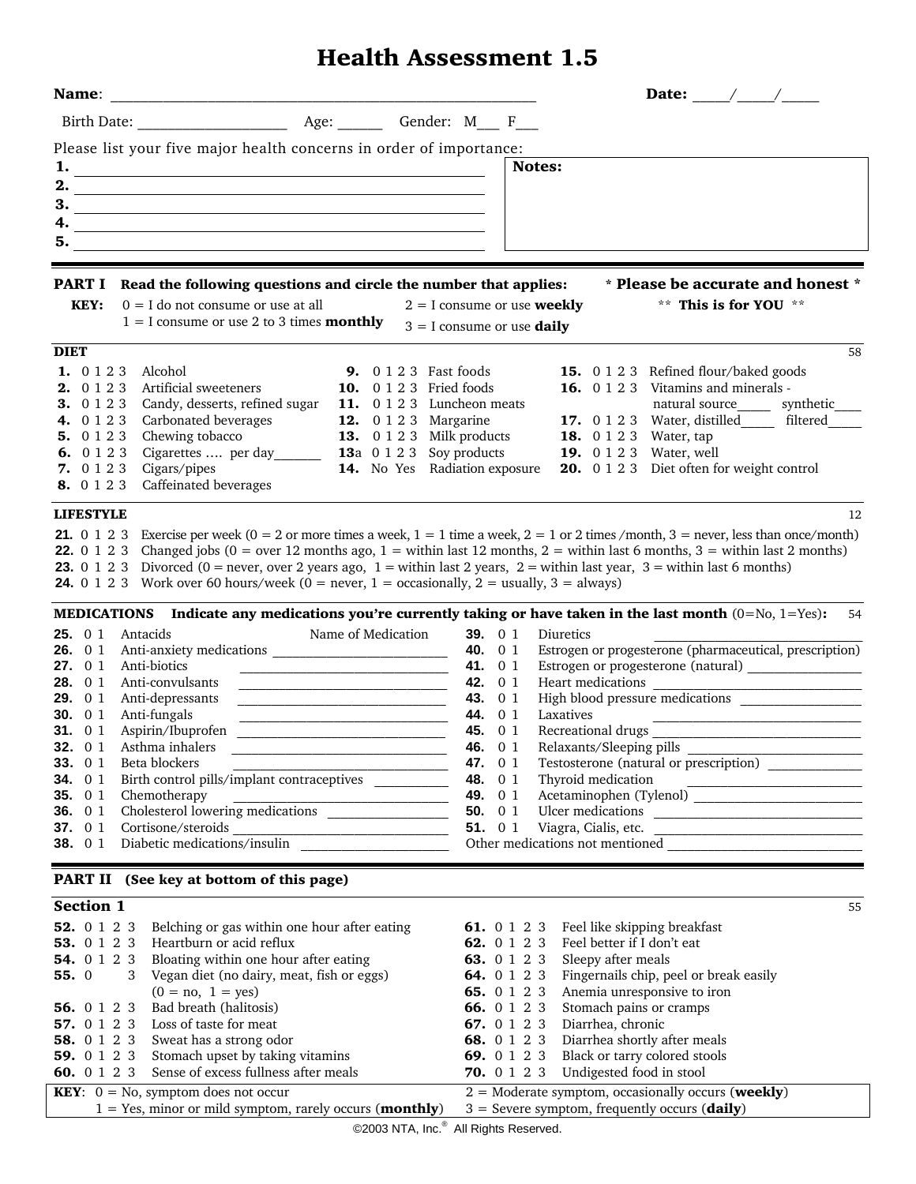# Health Assessment 1.5

**Name**: ______________________________________________ **Date:** _____/_____/_____

Birth Date: ____________________ Age: ______ Gender: M___ F___

Please list your five major health concerns in order of importance:

**1.** ______________________________________________
**2.** ______________________________________________
**3.** ______________________________________________
**4.** ______________________________________________
**5.** ______________________________________________

**Notes:**

---

## PART I Read the following questions and circle the number that applies:

**\* Please be accurate and honest \***

**KEY:** 0 = I do not consume or use at all; 1 = I consume or use 2 to 3 times **monthly**; 2 = I consume or use **weekly**; 3 = I consume or use **daily**

\*\* **This is for YOU** \*\*

### DIET

58

**1.** 0 1 2 3 Alcohol
**2.** 0 1 2 3 Artificial sweeteners
**3.** 0 1 2 3 Candy, desserts, refined sugar
**4.** 0 1 2 3 Carbonated beverages
**5.** 0 1 2 3 Chewing tobacco
**6.** 0 1 2 3 Cigarettes …. per day_______
**7.** 0 1 2 3 Cigars/pipes
**8.** 0 1 2 3 Caffeinated beverages
**9.** 0 1 2 3 Fast foods
**10.** 0 1 2 3 Fried foods
**11.** 0 1 2 3 Luncheon meats
**12.** 0 1 2 3 Margarine
**13.** 0 1 2 3 Milk products
**13a** 0 1 2 3 Soy products
**14.** No Yes Radiation exposure
**15.** 0 1 2 3 Refined flour/baked goods
**16.** 0 1 2 3 Vitamins and minerals - natural source_____ synthetic____
**17.** 0 1 2 3 Water, distilled_____ filtered_____
**18.** 0 1 2 3 Water, tap
**19.** 0 1 2 3 Water, well
**20.** 0 1 2 3 Diet often for weight control

### LIFESTYLE

12

**21.** 0 1 2 3 Exercise per week (0 = 2 or more times a week, 1 = 1 time a week, 2 = 1 or 2 times /month, 3 = never, less than once/month)
**22.** 0 1 2 3 Changed jobs (0 = over 12 months ago, 1 = within last 12 months, 2 = within last 6 months, 3 = within last 2 months)
**23.** 0 1 2 3 Divorced (0 = never, over 2 years ago, 1 = within last 2 years, 2 = within last year, 3 = within last 6 months)
**24.** 0 1 2 3 Work over 60 hours/week (0 = never, 1 = occasionally, 2 = usually, 3 = always)

### MEDICATIONS **Indicate any medications you're currently taking or have taken in the last month** (0=No, 1=Yes):

54

Name of Medication

**25.** 0 1 Antacids ______________________________
**26.** 0 1 Anti-anxiety medications ______________________________
**27.** 0 1 Anti-biotics ______________________________
**28.** 0 1 Anti-convulsants ______________________________
**29.** 0 1 Anti-depressants ______________________________
**30.** 0 1 Anti-fungals ______________________________
**31.** 0 1 Aspirin/Ibuprofen ______________________________
**32.** 0 1 Asthma inhalers ______________________________
**33.** 0 1 Beta blockers ______________________________
**34.** 0 1 Birth control pills/implant contraceptives ______________________________
**35.** 0 1 Chemotherapy ______________________________
**36.** 0 1 Cholesterol lowering medications ______________________________
**37.** 0 1 Cortisone/steroids ______________________________
**38.** 0 1 Diabetic medications/insulin ______________________________
**39.** 0 1 Diuretics ______________________________
**40.** 0 1 Estrogen or progesterone (pharmaceutical, prescription)
**41.** 0 1 Estrogen or progesterone (natural) ______________________________
**42.** 0 1 Heart medications ______________________________
**43.** 0 1 High blood pressure medications ______________________________
**44.** 0 1 Laxatives ______________________________
**45.** 0 1 Recreational drugs ______________________________
**46.** 0 1 Relaxants/Sleeping pills ______________________________
**47.** 0 1 Testosterone (natural or prescription) ______________________________
**48.** 0 1 Thyroid medication ______________________________
**49.** 0 1 Acetaminophen (Tylenol) ______________________________
**50.** 0 1 Ulcer medications ______________________________
**51.** 0 1 Viagra, Cialis, etc. ______________________________
Other medications not mentioned ______________________________

---

## PART II (See key at bottom of this page)

### Section 1

55

**52.** 0 1 2 3 Belching or gas within one hour after eating
**53.** 0 1 2 3 Heartburn or acid reflux
**54.** 0 1 2 3 Bloating within one hour after eating
**55.** 0 3 Vegan diet (no dairy, meat, fish or eggs) (0 = no, 1 = yes)
**56.** 0 1 2 3 Bad breath (halitosis)
**57.** 0 1 2 3 Loss of taste for meat
**58.** 0 1 2 3 Sweat has a strong odor
**59.** 0 1 2 3 Stomach upset by taking vitamins
**60.** 0 1 2 3 Sense of excess fullness after meals
**61.** 0 1 2 3 Feel like skipping breakfast
**62.** 0 1 2 3 Feel better if I don't eat
**63.** 0 1 2 3 Sleepy after meals
**64.** 0 1 2 3 Fingernails chip, peel or break easily
**65.** 0 1 2 3 Anemia unresponsive to iron
**66.** 0 1 2 3 Stomach pains or cramps
**67.** 0 1 2 3 Diarrhea, chronic
**68.** 0 1 2 3 Diarrhea shortly after meals
**69.** 0 1 2 3 Black or tarry colored stools
**70.** 0 1 2 3 Undigested food in stool

**KEY**: 0 = No, symptom does not occur; 1 = Yes, minor or mild symptom, rarely occurs (**monthly**); 2 = Moderate symptom, occasionally occurs (**weekly**); 3 = Severe symptom, frequently occurs (**daily**)

©2003 NTA, Inc.® All Rights Reserved.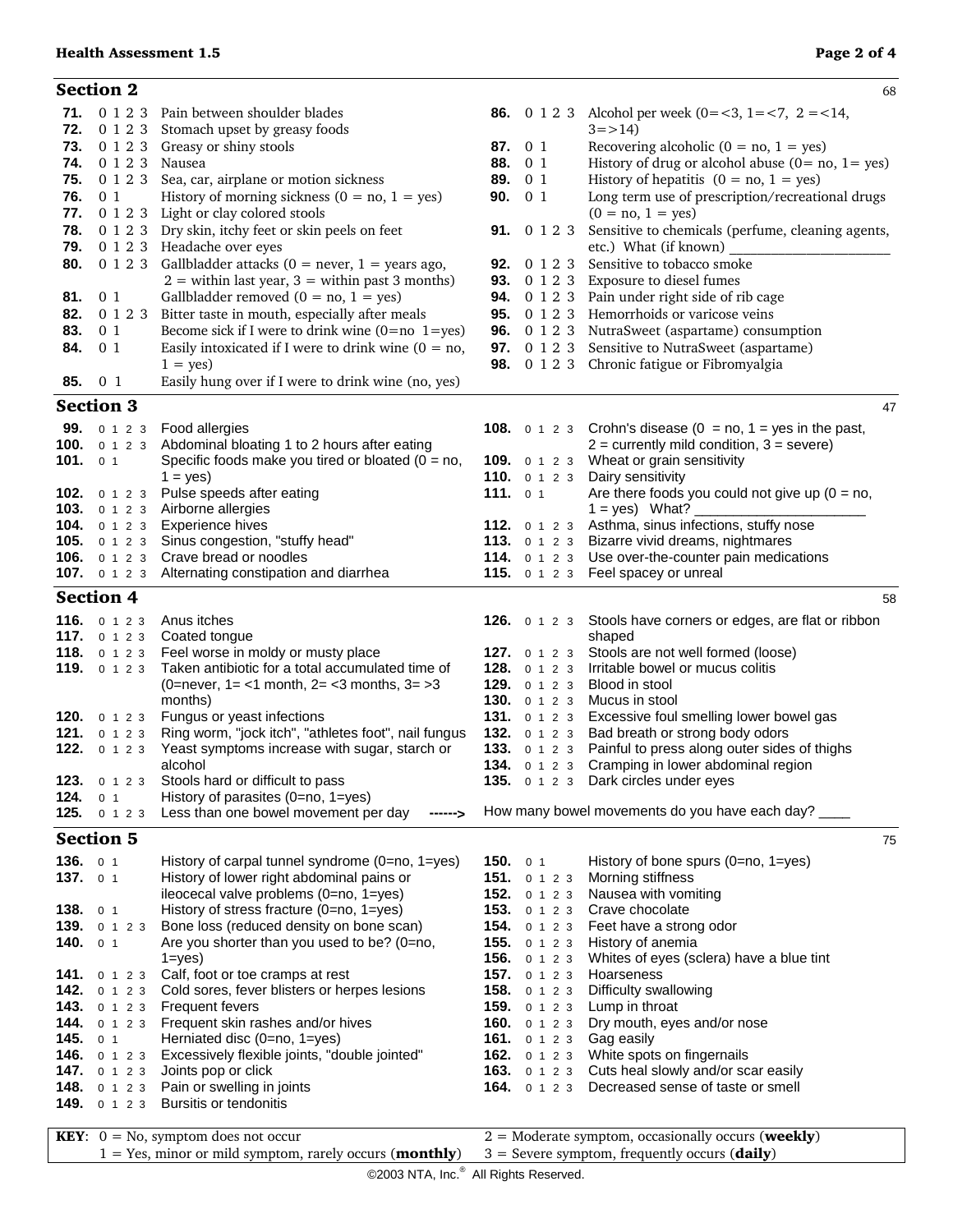## Section 2

68

**71.** 0 1 2 3 Pain between shoulder blades
**72.** 0 1 2 3 Stomach upset by greasy foods
**73.** 0 1 2 3 Greasy or shiny stools
**74.** 0 1 2 3 Nausea
**75.** 0 1 2 3 Sea, car, airplane or motion sickness
**76.** 0 1 History of morning sickness (0 = no, 1 = yes)
**77.** 0 1 2 3 Light or clay colored stools
**78.** 0 1 2 3 Dry skin, itchy feet or skin peels on feet
**79.** 0 1 2 3 Headache over eyes
**80.** 0 1 2 3 Gallbladder attacks (0 = never, 1 = years ago, 2 = within last year, 3 = within past 3 months)
**81.** 0 1 Gallbladder removed (0 = no, 1 = yes)
**82.** 0 1 2 3 Bitter taste in mouth, especially after meals
**83.** 0 1 Become sick if I were to drink wine (0=no 1=yes)
**84.** 0 1 Easily intoxicated if I were to drink wine (0 = no, 1 = yes)
**85.** 0 1 Easily hung over if I were to drink wine (no, yes)
**86.** 0 1 2 3 Alcohol per week (0=<3, 1=<7, 2 =<14, 3=>14)
**87.** 0 1 Recovering alcoholic (0 = no, 1 = yes)
**88.** 0 1 History of drug or alcohol abuse (0= no, 1= yes)
**89.** 0 1 History of hepatitis (0 = no, 1 = yes)
**90.** 0 1 Long term use of prescription/recreational drugs (0 = no, 1 = yes)
**91.** 0 1 2 3 Sensitive to chemicals (perfume, cleaning agents, etc.) What (if known) ____________________
**92.** 0 1 2 3 Sensitive to tobacco smoke
**93.** 0 1 2 3 Exposure to diesel fumes
**94.** 0 1 2 3 Pain under right side of rib cage
**95.** 0 1 2 3 Hemorrhoids or varicose veins
**96.** 0 1 2 3 NutraSweet (aspartame) consumption
**97.** 0 1 2 3 Sensitive to NutraSweet (aspartame)
**98.** 0 1 2 3 Chronic fatigue or Fibromyalgia

## Section 3

47

**99.** 0 1 2 3 Food allergies
**100.** 0 1 2 3 Abdominal bloating 1 to 2 hours after eating
**101.** 0 1 Specific foods make you tired or bloated (0 = no, 1 = yes)
**102.** 0 1 2 3 Pulse speeds after eating
**103.** 0 1 2 3 Airborne allergies
**104.** 0 1 2 3 Experience hives
**105.** 0 1 2 3 Sinus congestion, "stuffy head"
**106.** 0 1 2 3 Crave bread or noodles
**107.** 0 1 2 3 Alternating constipation and diarrhea
**108.** 0 1 2 3 Crohn's disease (0 = no, 1 = yes in the past, 2 = currently mild condition, 3 = severe)
**109.** 0 1 2 3 Wheat or grain sensitivity
**110.** 0 1 2 3 Dairy sensitivity
**111.** 0 1 Are there foods you could not give up (0 = no, 1 = yes) What? ____________________
**112.** 0 1 2 3 Asthma, sinus infections, stuffy nose
**113.** 0 1 2 3 Bizarre vivid dreams, nightmares
**114.** 0 1 2 3 Use over-the-counter pain medications
**115.** 0 1 2 3 Feel spacey or unreal

## Section 4

58

**116.** 0 1 2 3 Anus itches
**117.** 0 1 2 3 Coated tongue
**118.** 0 1 2 3 Feel worse in moldy or musty place
**119.** 0 1 2 3 Taken antibiotic for a total accumulated time of (0=never, 1= <1 month, 2= <3 months, 3= >3 months)
**120.** 0 1 2 3 Fungus or yeast infections
**121.** 0 1 2 3 Ring worm, "jock itch", "athletes foot", nail fungus
**122.** 0 1 2 3 Yeast symptoms increase with sugar, starch or alcohol
**123.** 0 1 2 3 Stools hard or difficult to pass
**124.** 0 1 History of parasites (0=no, 1=yes)
**125.** 0 1 2 3 Less than one bowel movement per day ------>
**126.** 0 1 2 3 Stools have corners or edges, are flat or ribbon shaped
**127.** 0 1 2 3 Stools are not well formed (loose)
**128.** 0 1 2 3 Irritable bowel or mucus colitis
**129.** 0 1 2 3 Blood in stool
**130.** 0 1 2 3 Mucus in stool
**131.** 0 1 2 3 Excessive foul smelling lower bowel gas
**132.** 0 1 2 3 Bad breath or strong body odors
**133.** 0 1 2 3 Painful to press along outer sides of thighs
**134.** 0 1 2 3 Cramping in lower abdominal region
**135.** 0 1 2 3 Dark circles under eyes

How many bowel movements do you have each day? ____

## Section 5

75

**136.** 0 1 History of carpal tunnel syndrome (0=no, 1=yes)
**137.** 0 1 History of lower right abdominal pains or ileocecal valve problems (0=no, 1=yes)
**138.** 0 1 History of stress fracture (0=no, 1=yes)
**139.** 0 1 2 3 Bone loss (reduced density on bone scan)
**140.** 0 1 Are you shorter than you used to be? (0=no, 1=yes)
**141.** 0 1 2 3 Calf, foot or toe cramps at rest
**142.** 0 1 2 3 Cold sores, fever blisters or herpes lesions
**143.** 0 1 2 3 Frequent fevers
**144.** 0 1 2 3 Frequent skin rashes and/or hives
**145.** 0 1 Herniated disc (0=no, 1=yes)
**146.** 0 1 2 3 Excessively flexible joints, "double jointed"
**147.** 0 1 2 3 Joints pop or click
**148.** 0 1 2 3 Pain or swelling in joints
**149.** 0 1 2 3 Bursitis or tendonitis
**150.** 0 1 History of bone spurs (0=no, 1=yes)
**151.** 0 1 2 3 Morning stiffness
**152.** 0 1 2 3 Nausea with vomiting
**153.** 0 1 2 3 Crave chocolate
**154.** 0 1 2 3 Feet have a strong odor
**155.** 0 1 2 3 History of anemia
**156.** 0 1 2 3 Whites of eyes (sclera) have a blue tint
**157.** 0 1 2 3 Hoarseness
**158.** 0 1 2 3 Difficulty swallowing
**159.** 0 1 2 3 Lump in throat
**160.** 0 1 2 3 Dry mouth, eyes and/or nose
**161.** 0 1 2 3 Gag easily
**162.** 0 1 2 3 White spots on fingernails
**163.** 0 1 2 3 Cuts heal slowly and/or scar easily
**164.** 0 1 2 3 Decreased sense of taste or smell

**KEY**: 0 = No, symptom does not occur
1 = Yes, minor or mild symptom, rarely occurs (**monthly**)
2 = Moderate symptom, occasionally occurs (**weekly**)
3 = Severe symptom, frequently occurs (**daily**)

©2003 NTA, Inc.® All Rights Reserved.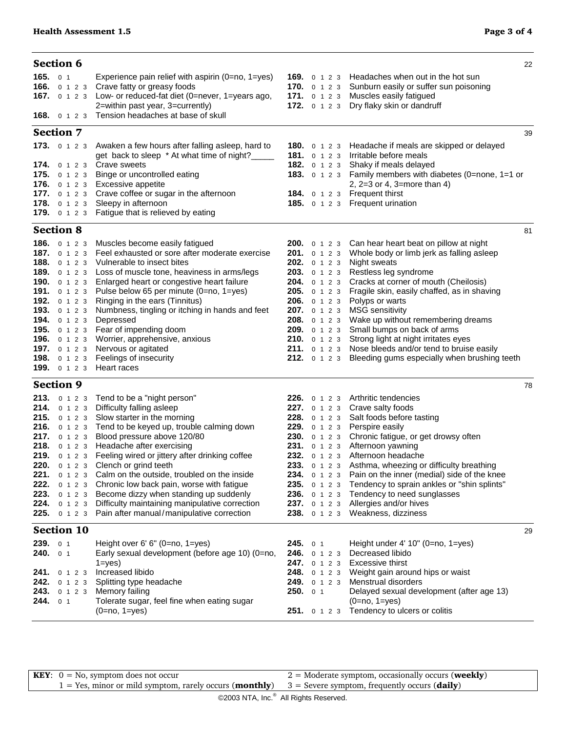## Section 6

22

**165.** 0 1 Experience pain relief with aspirin (0=no, 1=yes)
**166.** 0 1 2 3 Crave fatty or greasy foods
**167.** 0 1 2 3 Low- or reduced-fat diet (0=never, 1=years ago, 2=within past year, 3=currently)
**168.** 0 1 2 3 Tension headaches at base of skull
**169.** 0 1 2 3 Headaches when out in the hot sun
**170.** 0 1 2 3 Sunburn easily or suffer sun poisoning
**171.** 0 1 2 3 Muscles easily fatigued
**172.** 0 1 2 3 Dry flaky skin or dandruff

## Section 7

39

**173.** 0 1 2 3 Awaken a few hours after falling asleep, hard to get back to sleep * At what time of night?_____
**174.** 0 1 2 3 Crave sweets
**175.** 0 1 2 3 Binge or uncontrolled eating
**176.** 0 1 2 3 Excessive appetite
**177.** 0 1 2 3 Crave coffee or sugar in the afternoon
**178.** 0 1 2 3 Sleepy in afternoon
**179.** 0 1 2 3 Fatigue that is relieved by eating
**180.** 0 1 2 3 Headache if meals are skipped or delayed
**181.** 0 1 2 3 Irritable before meals
**182.** 0 1 2 3 Shaky if meals delayed
**183.** 0 1 2 3 Family members with diabetes (0=none, 1=1 or 2, 2=3 or 4, 3=more than 4)
**184.** 0 1 2 3 Frequent thirst
**185.** 0 1 2 3 Frequent urination

## Section 8

81

**186.** 0 1 2 3 Muscles become easily fatigued
**187.** 0 1 2 3 Feel exhausted or sore after moderate exercise
**188.** 0 1 2 3 Vulnerable to insect bites
**189.** 0 1 2 3 Loss of muscle tone, heaviness in arms/legs
**190.** 0 1 2 3 Enlarged heart or congestive heart failure
**191.** 0 1 2 3 Pulse below 65 per minute (0=no, 1=yes)
**192.** 0 1 2 3 Ringing in the ears (Tinnitus)
**193.** 0 1 2 3 Numbness, tingling or itching in hands and feet
**194.** 0 1 2 3 Depressed
**195.** 0 1 2 3 Fear of impending doom
**196.** 0 1 2 3 Worrier, apprehensive, anxious
**197.** 0 1 2 3 Nervous or agitated
**198.** 0 1 2 3 Feelings of insecurity
**199.** 0 1 2 3 Heart races
**200.** 0 1 2 3 Can hear heart beat on pillow at night
**201.** 0 1 2 3 Whole body or limb jerk as falling asleep
**202.** 0 1 2 3 Night sweats
**203.** 0 1 2 3 Restless leg syndrome
**204.** 0 1 2 3 Cracks at corner of mouth (Cheilosis)
**205.** 0 1 2 3 Fragile skin, easily chaffed, as in shaving
**206.** 0 1 2 3 Polyps or warts
**207.** 0 1 2 3 MSG sensitivity
**208.** 0 1 2 3 Wake up without remembering dreams
**209.** 0 1 2 3 Small bumps on back of arms
**210.** 0 1 2 3 Strong light at night irritates eyes
**211.** 0 1 2 3 Nose bleeds and/or tend to bruise easily
**212.** 0 1 2 3 Bleeding gums especially when brushing teeth

## Section 9

78

**213.** 0 1 2 3 Tend to be a "night person"
**214.** 0 1 2 3 Difficulty falling asleep
**215.** 0 1 2 3 Slow starter in the morning
**216.** 0 1 2 3 Tend to be keyed up, trouble calming down
**217.** 0 1 2 3 Blood pressure above 120/80
**218.** 0 1 2 3 Headache after exercising
**219.** 0 1 2 3 Feeling wired or jittery after drinking coffee
**220.** 0 1 2 3 Clench or grind teeth
**221.** 0 1 2 3 Calm on the outside, troubled on the inside
**222.** 0 1 2 3 Chronic low back pain, worse with fatigue
**223.** 0 1 2 3 Become dizzy when standing up suddenly
**224.** 0 1 2 3 Difficulty maintaining manipulative correction
**225.** 0 1 2 3 Pain after manual/manipulative correction
**226.** 0 1 2 3 Arthritic tendencies
**227.** 0 1 2 3 Crave salty foods
**228.** 0 1 2 3 Salt foods before tasting
**229.** 0 1 2 3 Perspire easily
**230.** 0 1 2 3 Chronic fatigue, or get drowsy often
**231.** 0 1 2 3 Afternoon yawning
**232.** 0 1 2 3 Afternoon headache
**233.** 0 1 2 3 Asthma, wheezing or difficulty breathing
**234.** 0 1 2 3 Pain on the inner (medial) side of the knee
**235.** 0 1 2 3 Tendency to sprain ankles or "shin splints"
**236.** 0 1 2 3 Tendency to need sunglasses
**237.** 0 1 2 3 Allergies and/or hives
**238.** 0 1 2 3 Weakness, dizziness

## Section 10

29

**239.** 0 1 Height over 6' 6" (0=no, 1=yes)
**240.** 0 1 Early sexual development (before age 10) (0=no, 1=yes)
**241.** 0 1 2 3 Increased libido
**242.** 0 1 2 3 Splitting type headache
**243.** 0 1 2 3 Memory failing
**244.** 0 1 Tolerate sugar, feel fine when eating sugar (0=no, 1=yes)
**245.** 0 1 Height under 4' 10" (0=no, 1=yes)
**246.** 0 1 2 3 Decreased libido
**247.** 0 1 2 3 Excessive thirst
**248.** 0 1 2 3 Weight gain around hips or waist
**249.** 0 1 2 3 Menstrual disorders
**250.** 0 1 Delayed sexual development (after age 13) (0=no, 1=yes)
**251.** 0 1 2 3 Tendency to ulcers or colitis

**KEY**: 0 = No, symptom does not occur
1 = Yes, minor or mild symptom, rarely occurs (**monthly**)
2 = Moderate symptom, occasionally occurs (**weekly**)
3 = Severe symptom, frequently occurs (**daily**)

©2003 NTA, Inc.® All Rights Reserved.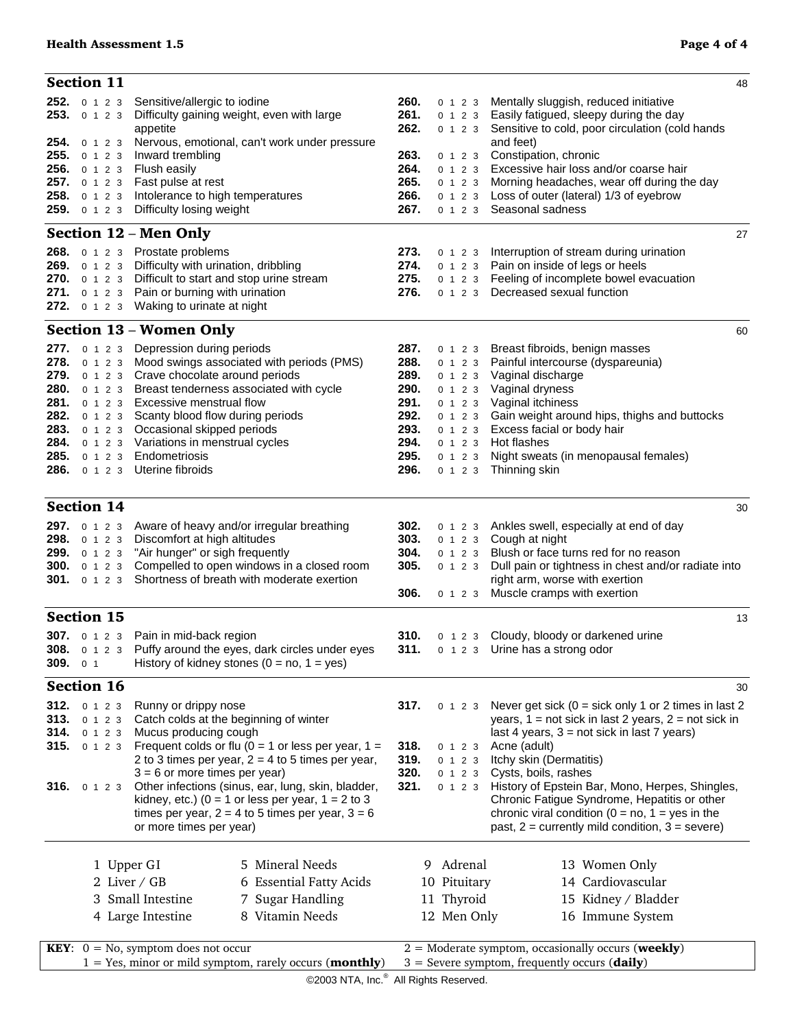## Section 11

48

**252.** 0 1 2 3 Sensitive/allergic to iodine
**253.** 0 1 2 3 Difficulty gaining weight, even with large appetite
**254.** 0 1 2 3 Nervous, emotional, can't work under pressure
**255.** 0 1 2 3 Inward trembling
**256.** 0 1 2 3 Flush easily
**257.** 0 1 2 3 Fast pulse at rest
**258.** 0 1 2 3 Intolerance to high temperatures
**259.** 0 1 2 3 Difficulty losing weight
**260.** 0 1 2 3 Mentally sluggish, reduced initiative
**261.** 0 1 2 3 Easily fatigued, sleepy during the day
**262.** 0 1 2 3 Sensitive to cold, poor circulation (cold hands and feet)
**263.** 0 1 2 3 Constipation, chronic
**264.** 0 1 2 3 Excessive hair loss and/or coarse hair
**265.** 0 1 2 3 Morning headaches, wear off during the day
**266.** 0 1 2 3 Loss of outer (lateral) 1/3 of eyebrow
**267.** 0 1 2 3 Seasonal sadness

## Section 12 – Men Only

27

**268.** 0 1 2 3 Prostate problems
**269.** 0 1 2 3 Difficulty with urination, dribbling
**270.** 0 1 2 3 Difficult to start and stop urine stream
**271.** 0 1 2 3 Pain or burning with urination
**272.** 0 1 2 3 Waking to urinate at night
**273.** 0 1 2 3 Interruption of stream during urination
**274.** 0 1 2 3 Pain on inside of legs or heels
**275.** 0 1 2 3 Feeling of incomplete bowel evacuation
**276.** 0 1 2 3 Decreased sexual function

## Section 13 – Women Only

60

**277.** 0 1 2 3 Depression during periods
**278.** 0 1 2 3 Mood swings associated with periods (PMS)
**279.** 0 1 2 3 Crave chocolate around periods
**280.** 0 1 2 3 Breast tenderness associated with cycle
**281.** 0 1 2 3 Excessive menstrual flow
**282.** 0 1 2 3 Scanty blood flow during periods
**283.** 0 1 2 3 Occasional skipped periods
**284.** 0 1 2 3 Variations in menstrual cycles
**285.** 0 1 2 3 Endometriosis
**286.** 0 1 2 3 Uterine fibroids
**287.** 0 1 2 3 Breast fibroids, benign masses
**288.** 0 1 2 3 Painful intercourse (dyspareunia)
**289.** 0 1 2 3 Vaginal discharge
**290.** 0 1 2 3 Vaginal dryness
**291.** 0 1 2 3 Vaginal itchiness
**292.** 0 1 2 3 Gain weight around hips, thighs and buttocks
**293.** 0 1 2 3 Excess facial or body hair
**294.** 0 1 2 3 Hot flashes
**295.** 0 1 2 3 Night sweats (in menopausal females)
**296.** 0 1 2 3 Thinning skin

## Section 14

30

**297.** 0 1 2 3 Aware of heavy and/or irregular breathing
**298.** 0 1 2 3 Discomfort at high altitudes
**299.** 0 1 2 3 "Air hunger" or sigh frequently
**300.** 0 1 2 3 Compelled to open windows in a closed room
**301.** 0 1 2 3 Shortness of breath with moderate exertion
**302.** 0 1 2 3 Ankles swell, especially at end of day
**303.** 0 1 2 3 Cough at night
**304.** 0 1 2 3 Blush or face turns red for no reason
**305.** 0 1 2 3 Dull pain or tightness in chest and/or radiate into right arm, worse with exertion
**306.** 0 1 2 3 Muscle cramps with exertion

## Section 15

13

**307.** 0 1 2 3 Pain in mid-back region
**308.** 0 1 2 3 Puffy around the eyes, dark circles under eyes
**309.** 0 1 History of kidney stones (0 = no, 1 = yes)
**310.** 0 1 2 3 Cloudy, bloody or darkened urine
**311.** 0 1 2 3 Urine has a strong odor

## Section 16

30

**312.** 0 1 2 3 Runny or drippy nose
**313.** 0 1 2 3 Catch colds at the beginning of winter
**314.** 0 1 2 3 Mucus producing cough
**315.** 0 1 2 3 Frequent colds or flu (0 = 1 or less per year, 1 = 2 to 3 times per year, 2 = 4 to 5 times per year, 3 = 6 or more times per year)
**316.** 0 1 2 3 Other infections (sinus, ear, lung, skin, bladder, kidney, etc.) (0 = 1 or less per year, 1 = 2 to 3 times per year, 2 = 4 to 5 times per year, 3 = 6 or more times per year)
**317.** 0 1 2 3 Never get sick (0 = sick only 1 or 2 times in last 2 years, 1 = not sick in last 2 years, 2 = not sick in last 4 years, 3 = not sick in last 7 years)
**318.** 0 1 2 3 Acne (adult)
**319.** 0 1 2 3 Itchy skin (Dermatitis)
**320.** 0 1 2 3 Cysts, boils, rashes
**321.** 0 1 2 3 History of Epstein Bar, Mono, Herpes, Shingles, Chronic Fatigue Syndrome, Hepatitis or other chronic viral condition (0 = no, 1 = yes in the past, 2 = currently mild condition, 3 = severe)

| | | | |
|---|---|---|---|
| 1 Upper GI | 5 Mineral Needs | 9 Adrenal | 13 Women Only |
| 2 Liver / GB | 6 Essential Fatty Acids | 10 Pituitary | 14 Cardiovascular |
| 3 Small Intestine | 7 Sugar Handling | 11 Thyroid | 15 Kidney / Bladder |
| 4 Large Intestine | 8 Vitamin Needs | 12 Men Only | 16 Immune System |

**KEY**: 0 = No, symptom does not occur
1 = Yes, minor or mild symptom, rarely occurs (**monthly**)
2 = Moderate symptom, occasionally occurs (**weekly**)
3 = Severe symptom, frequently occurs (**daily**)

©2003 NTA, Inc.® All Rights Reserved.